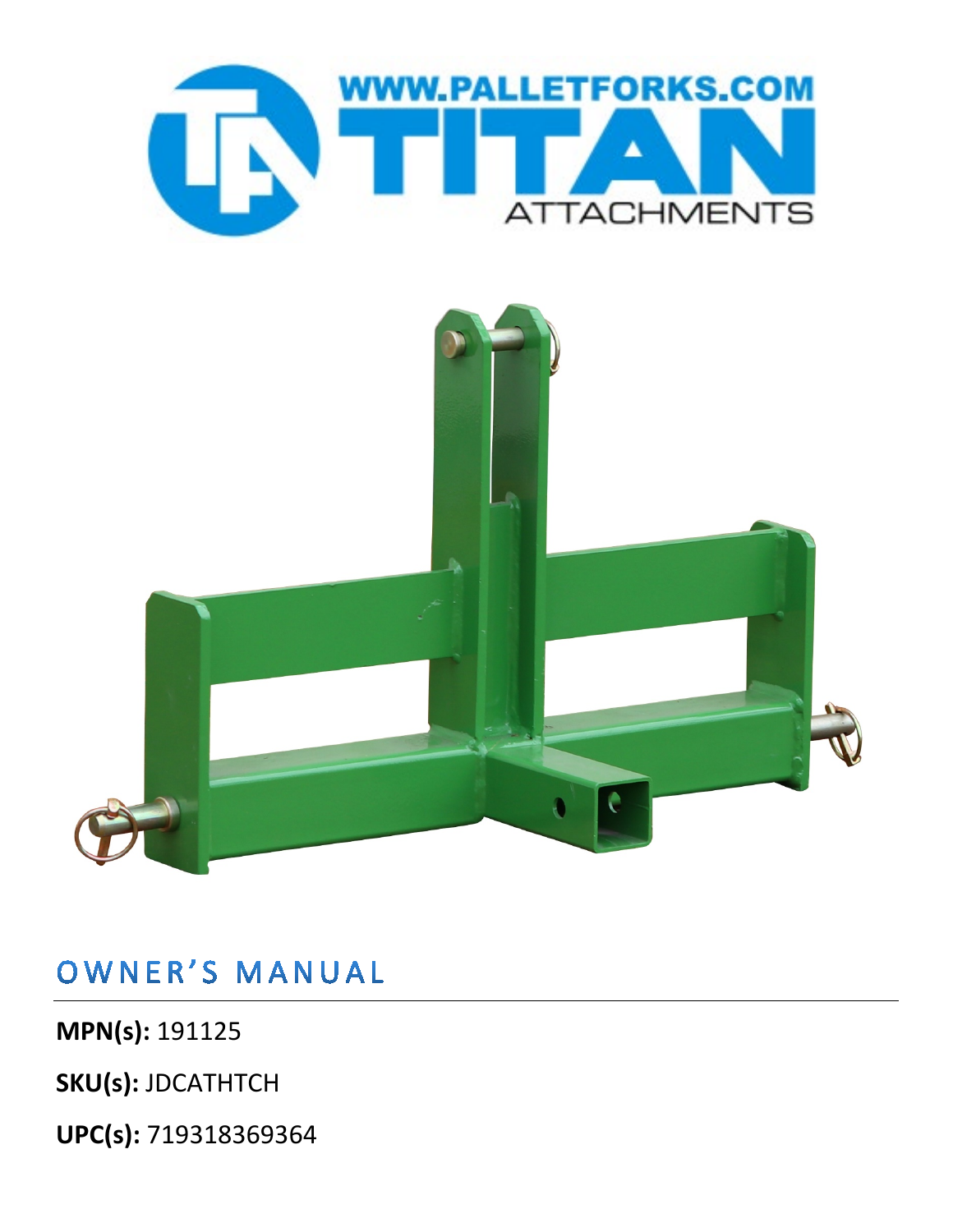# OWNER'S MANUAL

**MPN(s):** 191125

**SKU(s):** JDCATHTCH

**UPC(s):** 719318369364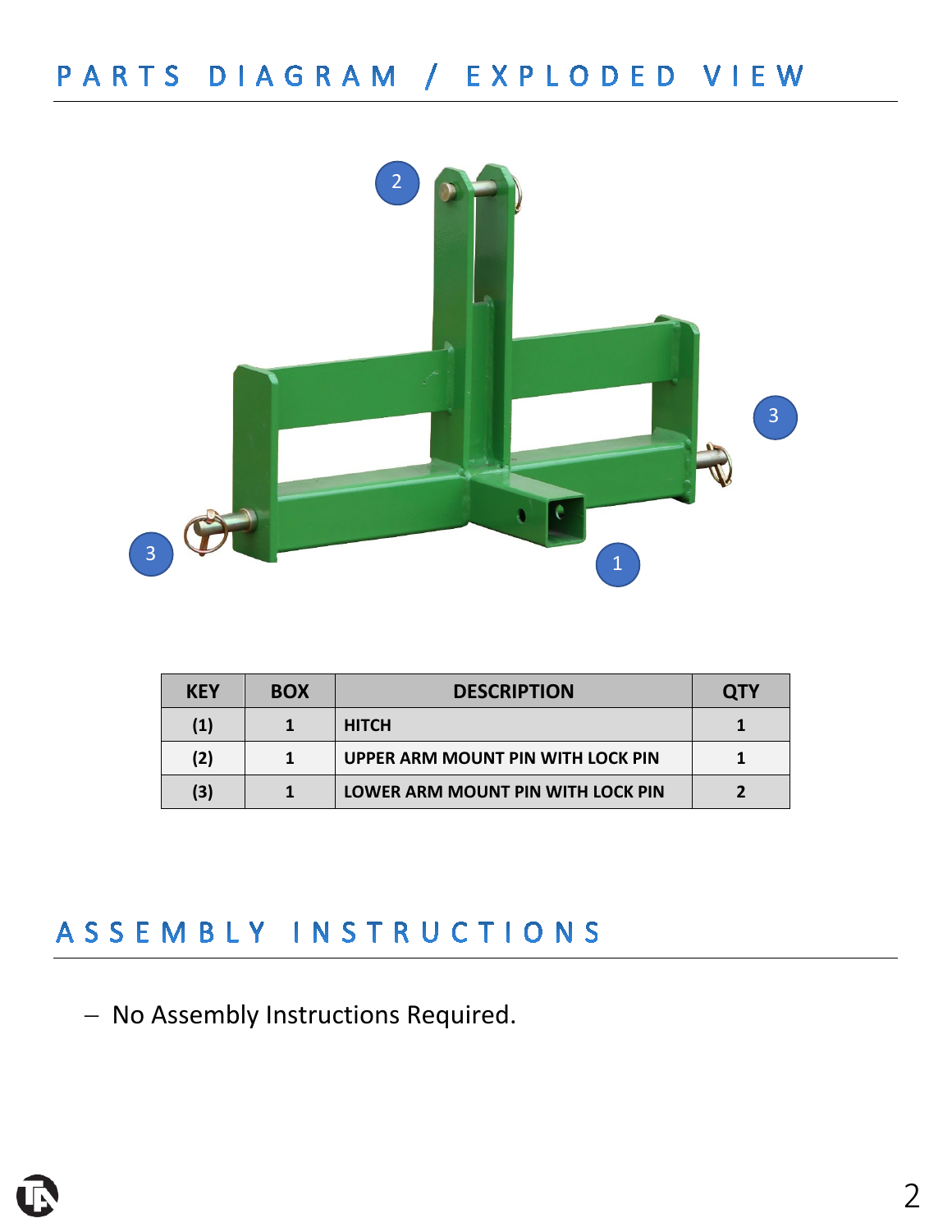## PARTS DIAGRAM / EXPLODED VIEW

| KEY | BOX | DESCRIPTION | QTY |
|---|---|---|---|
| (1) | 1 | HITCH | 1 |
| (2) | 1 | UPPER ARM MOUNT PIN WITH LOCK PIN | 1 |
| (3) | 1 | LOWER ARM MOUNT PIN WITH LOCK PIN | 2 |

## ASSEMBLY INSTRUCTIONS

- No Assembly Instructions Required.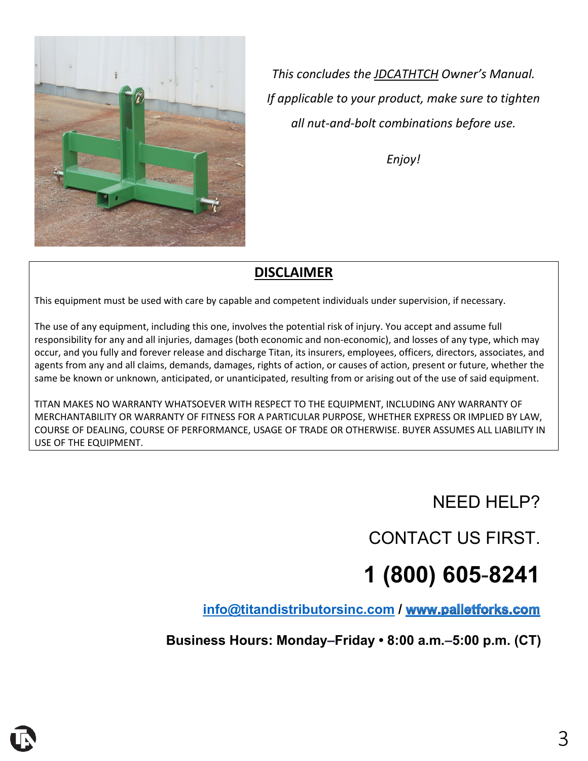*This concludes the JDCATHTCH Owner's Manual.*
*If applicable to your product, make sure to tighten all nut-and-bolt combinations before use.*

*Enjoy!*

## DISCLAIMER

This equipment must be used with care by capable and competent individuals under supervision, if necessary.

The use of any equipment, including this one, involves the potential risk of injury. You accept and assume full responsibility for any and all injuries, damages (both economic and non-economic), and losses of any type, which may occur, and you fully and forever release and discharge Titan, its insurers, employees, officers, directors, associates, and agents from any and all claims, demands, damages, rights of action, or causes of action, present or future, whether the same be known or unknown, anticipated, or unanticipated, resulting from or arising out of the use of said equipment.

TITAN MAKES NO WARRANTY WHATSOEVER WITH RESPECT TO THE EQUIPMENT, INCLUDING ANY WARRANTY OF MERCHANTABILITY OR WARRANTY OF FITNESS FOR A PARTICULAR PURPOSE, WHETHER EXPRESS OR IMPLIED BY LAW, COURSE OF DEALING, COURSE OF PERFORMANCE, USAGE OF TRADE OR OTHERWISE. BUYER ASSUMES ALL LIABILITY IN USE OF THE EQUIPMENT.

NEED HELP?

CONTACT US FIRST.

**1 (800) 605-8241**

**info@titandistributorsinc.com / www.palletforks.com**

**Business Hours: Monday–Friday • 8:00 a.m.–5:00 p.m. (CT)**